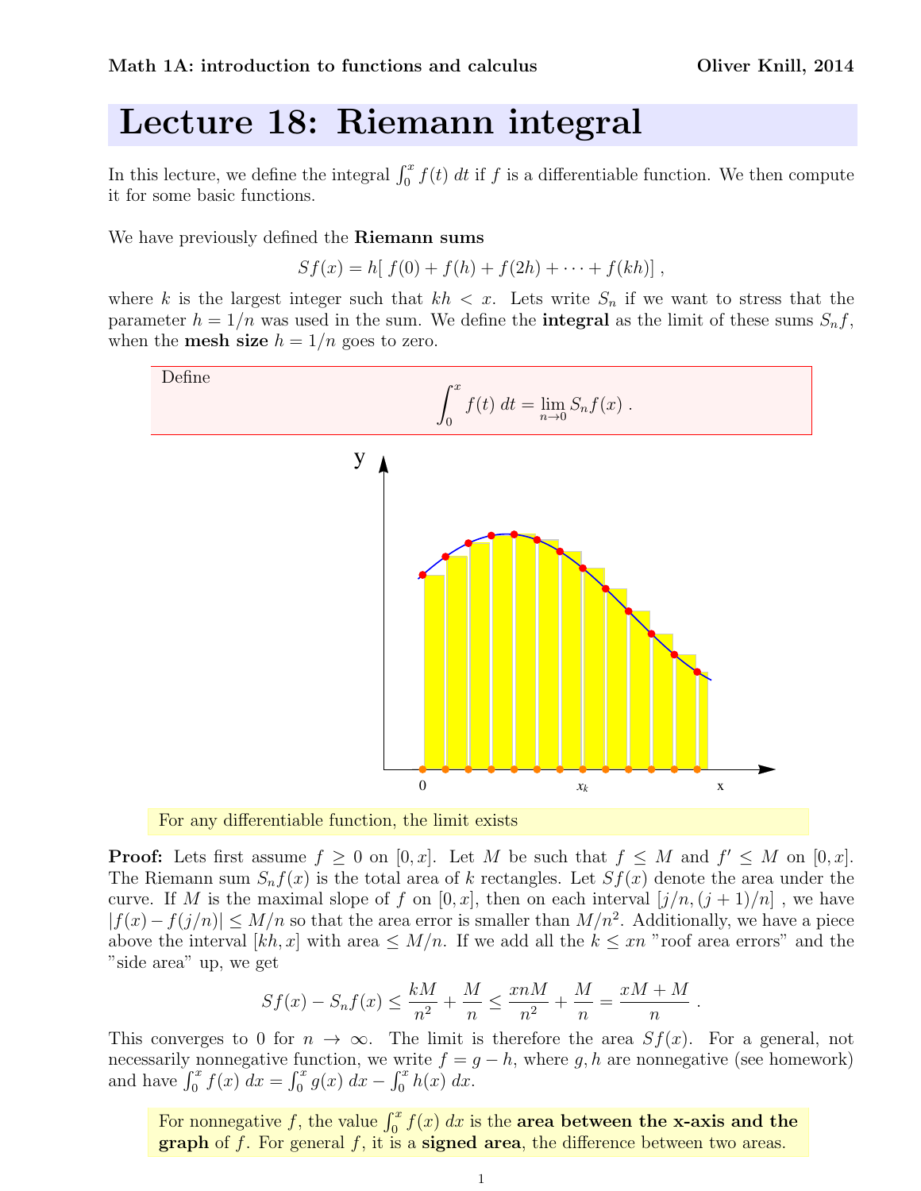Math 1A: introduction to functions and calculus — Oliver Knill, 2014

# Lecture 18: Riemann integral

In this lecture, we define the integral $\int_0^x f(t)\,dt$ if $f$ is a differentiable function. We then compute it for some basic functions.

We have previously defined the **Riemann sums**

$$Sf(x) = h[\,f(0) + f(h) + f(2h) + \cdots + f(kh)\,] \,,$$

where $k$ is the largest integer such that $kh < x$. Lets write $S_n$ if we want to stress that the parameter $h = 1/n$ was used in the sum. We define the **integral** as the limit of these sums $S_n f$, when the **mesh size** $h = 1/n$ goes to zero.

> Define
> $$\int_0^x f(t)\,dt = \lim_{n\to 0} S_n f(x) \,.$$

> For any differentiable function, the limit exists

**Proof:** Lets first assume $f \geq 0$ on $[0, x]$. Let $M$ be such that $f \leq M$ and $f' \leq M$ on $[0, x]$. The Riemann sum $S_n f(x)$ is the total area of $k$ rectangles. Let $Sf(x)$ denote the area under the curve. If $M$ is the maximal slope of $f$ on $[0, x]$, then on each interval $[j/n, (j+1)/n]$ , we have $|f(x) - f(j/n)| \leq M/n$ so that the area error is smaller than $M/n^2$. Additionally, we have a piece above the interval $[kh, x]$ with area $\leq M/n$. If we add all the $k \leq xn$ "roof area errors" and the "side area" up, we get

$$Sf(x) - S_n f(x) \leq \frac{kM}{n^2} + \frac{M}{n} \leq \frac{xnM}{n^2} + \frac{M}{n} = \frac{xM + M}{n} \,.$$

This converges to 0 for $n \to \infty$. The limit is therefore the area $Sf(x)$. For a general, not necessarily nonnegative function, we write $f = g - h$, where $g, h$ are nonnegative (see homework) and have $\int_0^x f(x)\,dx = \int_0^x g(x)\,dx - \int_0^x h(x)\,dx$.

> For nonnegative $f$, the value $\int_0^x f(x)\,dx$ is the **area between the x-axis and the graph** of $f$. For general $f$, it is a **signed area**, the difference between two areas.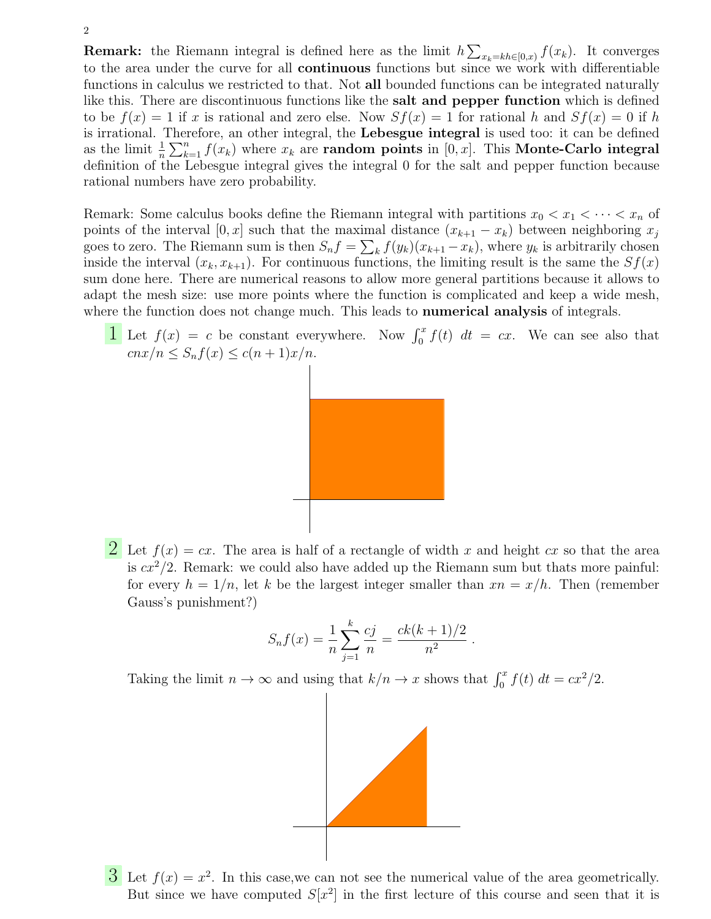**Remark:** the Riemann integral is defined here as the limit $h \sum_{x_k = kh \in [0,x)} f(x_k)$. It converges to the area under the curve for all **continuous** functions but since we work with differentiable functions in calculus we restricted to that. Not **all** bounded functions can be integrated naturally like this. There are discontinuous functions like the **salt and pepper function** which is defined to be $f(x) = 1$ if $x$ is rational and zero else. Now $Sf(x) = 1$ for rational $h$ and $Sf(x) = 0$ if $h$ is irrational. Therefore, an other integral, the **Lebesgue integral** is used too: it can be defined as the limit $\frac{1}{n} \sum_{k=1}^{n} f(x_k)$ where $x_k$ are **random points** in $[0, x]$. This **Monte-Carlo integral** definition of the Lebesgue integral gives the integral 0 for the salt and pepper function because rational numbers have zero probability.

Remark: Some calculus books define the Riemann integral with partitions $x_0 < x_1 < \cdots < x_n$ of points of the interval $[0, x]$ such that the maximal distance $(x_{k+1} - x_k)$ between neighboring $x_j$ goes to zero. The Riemann sum is then $S_n f = \sum_k f(y_k)(x_{k+1} - x_k)$, where $y_k$ is arbitrarily chosen inside the interval $(x_k, x_{k+1})$. For continuous functions, the limiting result is the same the $Sf(x)$ sum done here. There are numerical reasons to allow more general partitions because it allows to adapt the mesh size: use more points where the function is complicated and keep a wide mesh, where the function does not change much. This leads to **numerical analysis** of integrals.

1 Let $f(x) = c$ be constant everywhere. Now $\int_0^x f(t)\, dt = cx$. We can see also that $cnx/n \leq S_n f(x) \leq c(n+1)x/n$.

2 Let $f(x) = cx$. The area is half of a rectangle of width $x$ and height $cx$ so that the area is $cx^2/2$. Remark: we could also have added up the Riemann sum but thats more painful: for every $h = 1/n$, let $k$ be the largest integer smaller than $xn = x/h$. Then (remember Gauss's punishment?)

$$S_n f(x) = \frac{1}{n} \sum_{j=1}^{k} \frac{cj}{n} = \frac{ck(k+1)/2}{n^2} .$$

Taking the limit $n \to \infty$ and using that $k/n \to x$ shows that $\int_0^x f(t)\, dt = cx^2/2$.

3 Let $f(x) = x^2$. In this case,we can not see the numerical value of the area geometrically. But since we have computed $S[x^2]$ in the first lecture of this course and seen that it is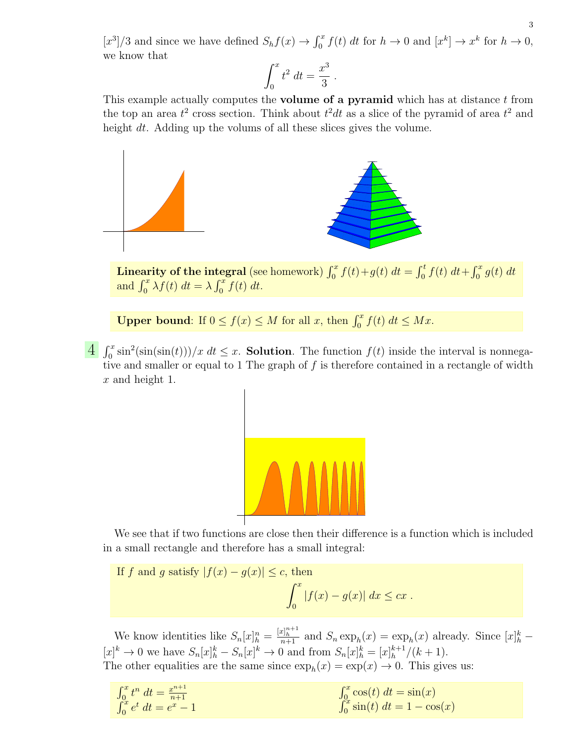$[x^3]/3$ and since we have defined $S_h f(x) \to \int_0^x f(t)\, dt$ for $h \to 0$ and $[x^k] \to x^k$ for $h \to 0$, we know that

$$\int_0^x t^2\, dt = \frac{x^3}{3} .$$

This example actually computes the **volume of a pyramid** which has at distance $t$ from the top an area $t^2$ cross section. Think about $t^2 dt$ as a slice of the pyramid of area $t^2$ and height $dt$. Adding up the volums of all these slices gives the volume.

**Linearity of the integral** (see homework) $\int_0^x f(t)+g(t)\, dt = \int_0^t f(t)\, dt+\int_0^x g(t)\, dt$ and $\int_0^x \lambda f(t)\, dt = \lambda \int_0^x f(t)\, dt$.

**Upper bound**: If $0 \leq f(x) \leq M$ for all $x$, then $\int_0^x f(t)\, dt \leq Mx$.

**4** $\int_0^x \sin^2(\sin(\sin(t)))/x\, dt \leq x$. **Solution**. The function $f(t)$ inside the interval is nonnegative and smaller or equal to 1 The graph of $f$ is therefore contained in a rectangle of width $x$ and height 1.

We see that if two functions are close then their difference is a function which is included in a small rectangle and therefore has a small integral:

If $f$ and $g$ satisfy $|f(x) - g(x)| \leq c$, then

$$\int_0^x |f(x) - g(x)|\, dx \leq cx .$$

We know identities like $S_n[x]_h^n = \frac{[x]_h^{n+1}}{n+1}$ and $S_n \exp_h(x) = \exp_h(x)$ already. Since $[x]_h^k - [x]^k \to 0$ we have $S_n[x]_h^k - S_n[x]^k \to 0$ and from $S_n[x]_h^k = [x]_h^{k+1}/(k+1)$.
The other equalities are the same since $\exp_h(x) = \exp(x) \to 0$. This gives us:

$\int_0^x t^n\, dt = \frac{x^{n+1}}{n+1}$

$\int_0^x e^t\, dt = e^x - 1$

$\int_0^x \cos(t)\, dt = \sin(x)$

$\int_0^x \sin(t)\, dt = 1 - \cos(x)$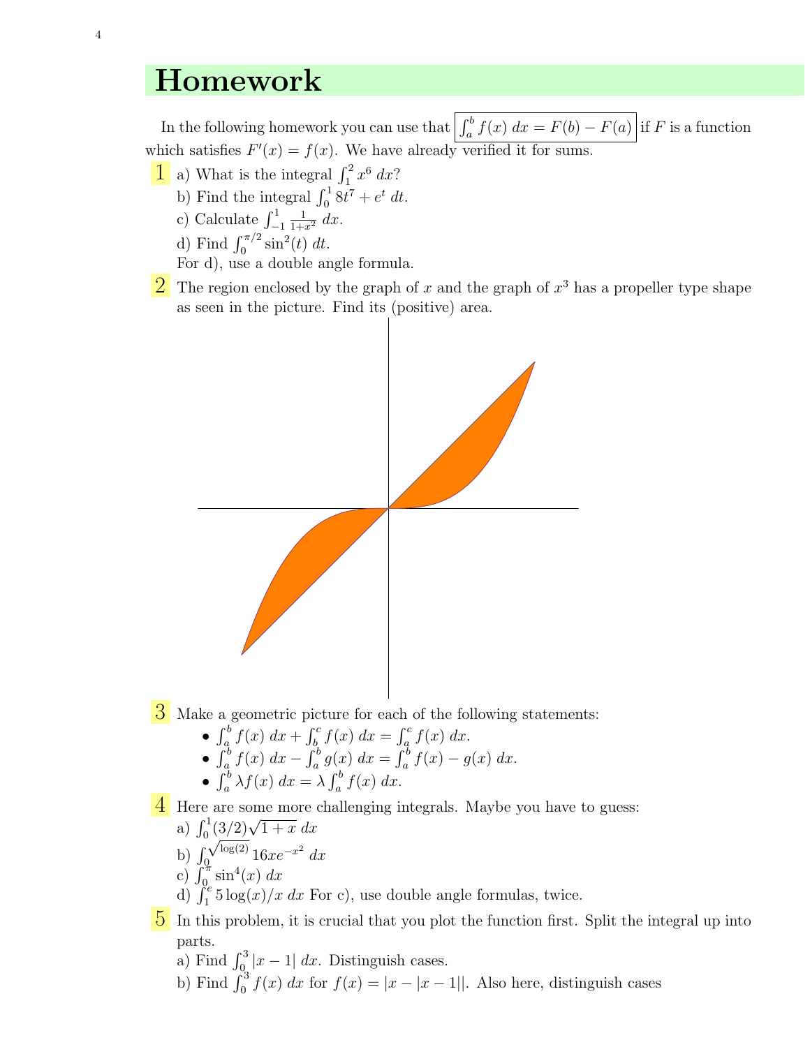# Homework

In the following homework you can use that $\int_a^b f(x)\,dx = F(b) - F(a)$ if $F$ is a function which satisfies $F'(x) = f(x)$. We have already verified it for sums.

**1** a) What is the integral $\int_1^2 x^6\,dx$?

b) Find the integral $\int_0^1 8t^7 + e^t\,dt$.

c) Calculate $\int_{-1}^1 \frac{1}{1+x^2}\,dx$.

d) Find $\int_0^{\pi/2} \sin^2(t)\,dt$.

For d), use a double angle formula.

**2** The region enclosed by the graph of $x$ and the graph of $x^3$ has a propeller type shape as seen in the picture. Find its (positive) area.

**3** Make a geometric picture for each of the following statements:

- $\int_a^b f(x)\,dx + \int_b^c f(x)\,dx = \int_a^c f(x)\,dx$.
- $\int_a^b f(x)\,dx - \int_a^b g(x)\,dx = \int_a^b f(x) - g(x)\,dx$.
- $\int_a^b \lambda f(x)\,dx = \lambda \int_a^b f(x)\,dx$.

**4** Here are some more challenging integrals. Maybe you have to guess:

a) $\int_0^1 (3/2)\sqrt{1+x}\,dx$

b) $\int_0^{\sqrt{\log(2)}} 16xe^{-x^2}\,dx$

c) $\int_0^{\pi} \sin^4(x)\,dx$

d) $\int_1^e 5\log(x)/x\,dx$ For c), use double angle formulas, twice.

**5** In this problem, it is crucial that you plot the function first. Split the integral up into parts.

a) Find $\int_0^3 |x-1|\,dx$. Distinguish cases.

b) Find $\int_0^3 f(x)\,dx$ for $f(x) = |x - |x-1||$. Also here, distinguish cases